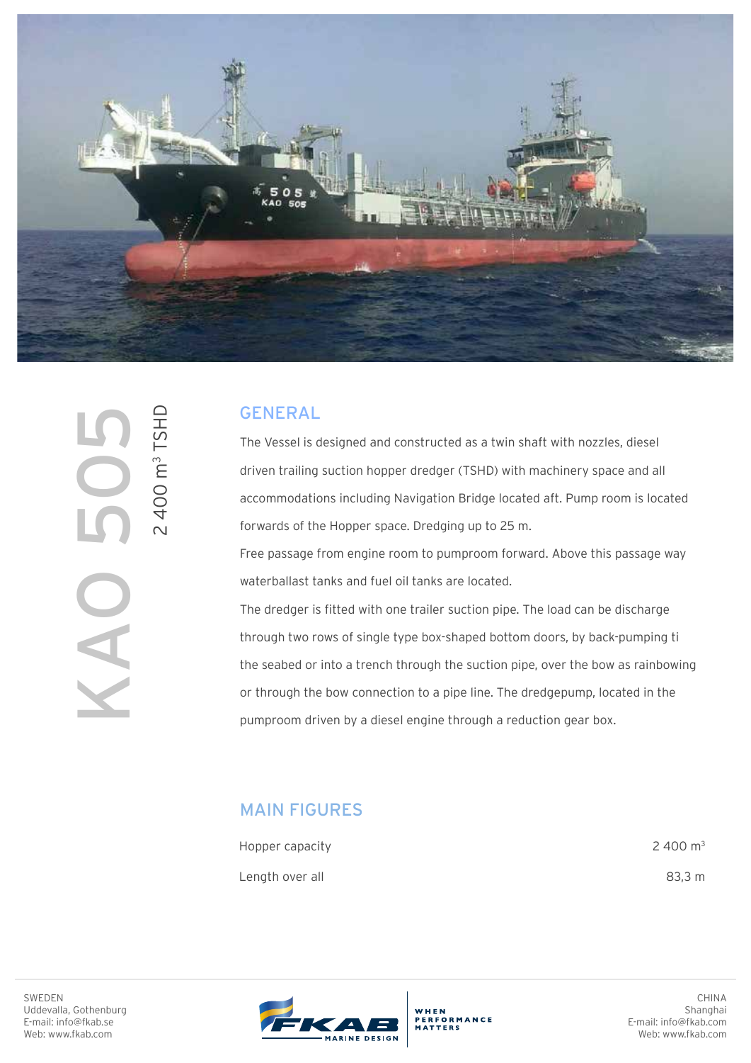# KAO 505

## 2 400 m³ TSHD

## GENERAL

The Vessel is designed and constructed as a twin shaft with nozzles, diesel driven trailing suction hopper dredger (TSHD) with machinery space and all accommodations including Navigation Bridge located aft. Pump room is located forwards of the Hopper space. Dredging up to 25 m.

Free passage from engine room to pumproom forward. Above this passage way waterballast tanks and fuel oil tanks are located.

The dredger is fitted with one trailer suction pipe. The load can be discharge through two rows of single type box-shaped bottom doors, by back-pumping ti the seabed or into a trench through the suction pipe, over the bow as rainbowing or through the bow connection to a pipe line. The dredgepump, located in the pumproom driven by a diesel engine through a reduction gear box.

## MAIN FIGURES

| | |
|---|---|
| Hopper capacity | 2 400 m³ |
| Length over all | 83,3 m |

SWEDEN
Uddevalla, Gothenburg
E-mail: info@fkab.se
Web: www.fkab.com

FKAB MARINE DESIGN — WHEN PERFORMANCE MATTERS

CHINA
Shanghai
E-mail: info@fkab.com
Web: www.fkab.com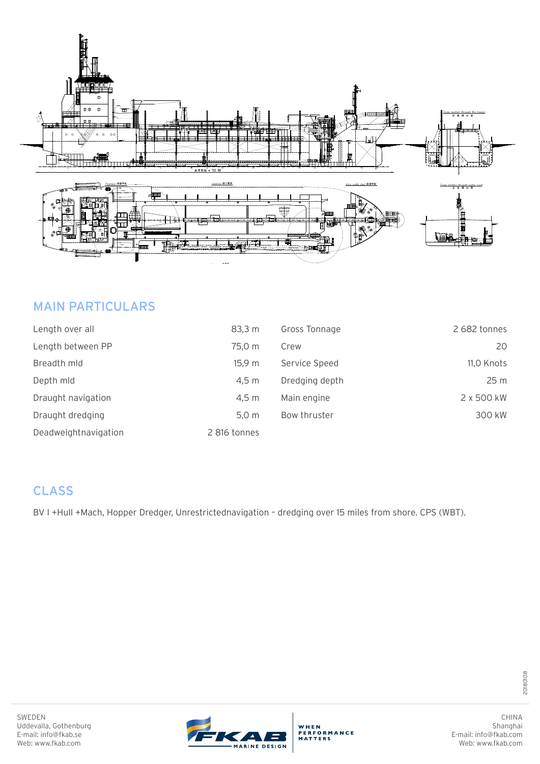## MAIN PARTICULARS

| | | | |
|---|---|---|---|
| Length over all | 83,3 m | Gross Tonnage | 2 682 tonnes |
| Length between PP | 75,0 m | Crew | 20 |
| Breadth mld | 15,9 m | Service Speed | 11,0 Knots |
| Depth mld | 4,5 m | Dredging depth | 25 m |
| Draught navigation | 4,5 m | Main engine | 2 x 500 kW |
| Draught dredging | 5,0 m | Bow thruster | 300 kW |
| Deadweightnavigation | 2 816 tonnes | | |

## CLASS

BV I +Hull +Mach, Hopper Dredger, Unrestrictednavigation – dredging over 15 miles from shore. CPS (WBT).

20180108

SWEDEN
Uddevalla, Gothenburg
E-mail: info@fkab.se
Web: www.fkab.com

FKAB MARINE DESIGN
WHEN PERFORMANCE MATTERS

CHINA
Shanghai
E-mail: info@fkab.com
Web: www.fkab.com